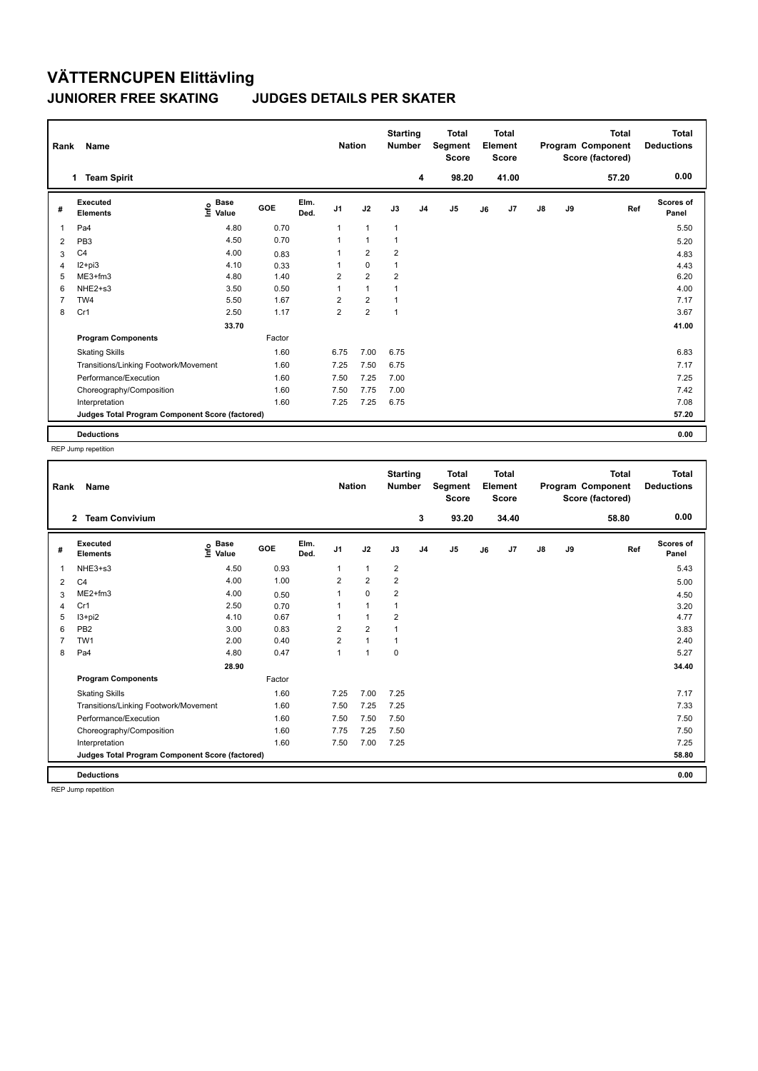# VÄTTERNCUPEN Elittävling

## JUNIORER FREE SKATING JUDGES DETAILS PER SKATER

| Rank | Name | Nation | Starting Number | Total Segment Score | Total Element Score | Total Program Component Score (factored) | Total Deductions |
|---|---|---|---|---|---|---|---|
| 1 | Team Spirit | | 4 | 98.20 | 41.00 | 57.20 | 0.00 |

| # | Executed Elements | Info | Base Value | GOE | Elm. Ded. | J1 | J2 | J3 | J4 | J5 | J6 | J7 | J8 | J9 | Ref | Scores of Panel |
|---|---|---|---|---|---|---|---|---|---|---|---|---|---|---|---|---|
| 1 | Pa4 | | 4.80 | 0.70 | | 1 | 1 | 1 | | | | | | | | 5.50 |
| 2 | PB3 | | 4.50 | 0.70 | | 1 | 1 | 1 | | | | | | | | 5.20 |
| 3 | C4 | | 4.00 | 0.83 | | 1 | 2 | 2 | | | | | | | | 4.83 |
| 4 | I2+pi3 | | 4.10 | 0.33 | | 1 | 0 | 1 | | | | | | | | 4.43 |
| 5 | ME3+fm3 | | 4.80 | 1.40 | | 2 | 2 | 2 | | | | | | | | 6.20 |
| 6 | NHE2+s3 | | 3.50 | 0.50 | | 1 | 1 | 1 | | | | | | | | 4.00 |
| 7 | TW4 | | 5.50 | 1.67 | | 2 | 2 | 1 | | | | | | | | 7.17 |
| 8 | Cr1 | | 2.50 | 1.17 | | 2 | 2 | 1 | | | | | | | | 3.67 |
| | | | 33.70 | | | | | | | | | | | | | 41.00 |
| | **Program Components** | | | Factor | | | | | | | | | | | | |
| | Skating Skills | | | 1.60 | | 6.75 | 7.00 | 6.75 | | | | | | | | 6.83 |
| | Transitions/Linking Footwork/Movement | | | 1.60 | | 7.25 | 7.50 | 6.75 | | | | | | | | 7.17 |
| | Performance/Execution | | | 1.60 | | 7.50 | 7.25 | 7.00 | | | | | | | | 7.25 |
| | Choreography/Composition | | | 1.60 | | 7.50 | 7.75 | 7.00 | | | | | | | | 7.42 |
| | Interpretation | | | 1.60 | | 7.25 | 7.25 | 6.75 | | | | | | | | 7.08 |
| | **Judges Total Program Component Score (factored)** | | | | | | | | | | | | | | | 57.20 |
| | **Deductions** | | | | | | | | | | | | | | | 0.00 |

REP Jump repetition

| Rank | Name | Nation | Starting Number | Total Segment Score | Total Element Score | Total Program Component Score (factored) | Total Deductions |
|---|---|---|---|---|---|---|---|
| 2 | Team Convivium | | 3 | 93.20 | 34.40 | 58.80 | 0.00 |

| # | Executed Elements | Info | Base Value | GOE | Elm. Ded. | J1 | J2 | J3 | J4 | J5 | J6 | J7 | J8 | J9 | Ref | Scores of Panel |
|---|---|---|---|---|---|---|---|---|---|---|---|---|---|---|---|---|
| 1 | NHE3+s3 | | 4.50 | 0.93 | | 1 | 1 | 2 | | | | | | | | 5.43 |
| 2 | C4 | | 4.00 | 1.00 | | 2 | 2 | 2 | | | | | | | | 5.00 |
| 3 | ME2+fm3 | | 4.00 | 0.50 | | 1 | 0 | 2 | | | | | | | | 4.50 |
| 4 | Cr1 | | 2.50 | 0.70 | | 1 | 1 | 1 | | | | | | | | 3.20 |
| 5 | I3+pi2 | | 4.10 | 0.67 | | 1 | 1 | 2 | | | | | | | | 4.77 |
| 6 | PB2 | | 3.00 | 0.83 | | 2 | 2 | 1 | | | | | | | | 3.83 |
| 7 | TW1 | | 2.00 | 0.40 | | 2 | 1 | 1 | | | | | | | | 2.40 |
| 8 | Pa4 | | 4.80 | 0.47 | | 1 | 1 | 0 | | | | | | | | 5.27 |
| | | | 28.90 | | | | | | | | | | | | | 34.40 |
| | **Program Components** | | | Factor | | | | | | | | | | | | |
| | Skating Skills | | | 1.60 | | 7.25 | 7.00 | 7.25 | | | | | | | | 7.17 |
| | Transitions/Linking Footwork/Movement | | | 1.60 | | 7.50 | 7.25 | 7.25 | | | | | | | | 7.33 |
| | Performance/Execution | | | 1.60 | | 7.50 | 7.50 | 7.50 | | | | | | | | 7.50 |
| | Choreography/Composition | | | 1.60 | | 7.75 | 7.25 | 7.50 | | | | | | | | 7.50 |
| | Interpretation | | | 1.60 | | 7.50 | 7.00 | 7.25 | | | | | | | | 7.25 |
| | **Judges Total Program Component Score (factored)** | | | | | | | | | | | | | | | 58.80 |
| | **Deductions** | | | | | | | | | | | | | | | 0.00 |

REP Jump repetition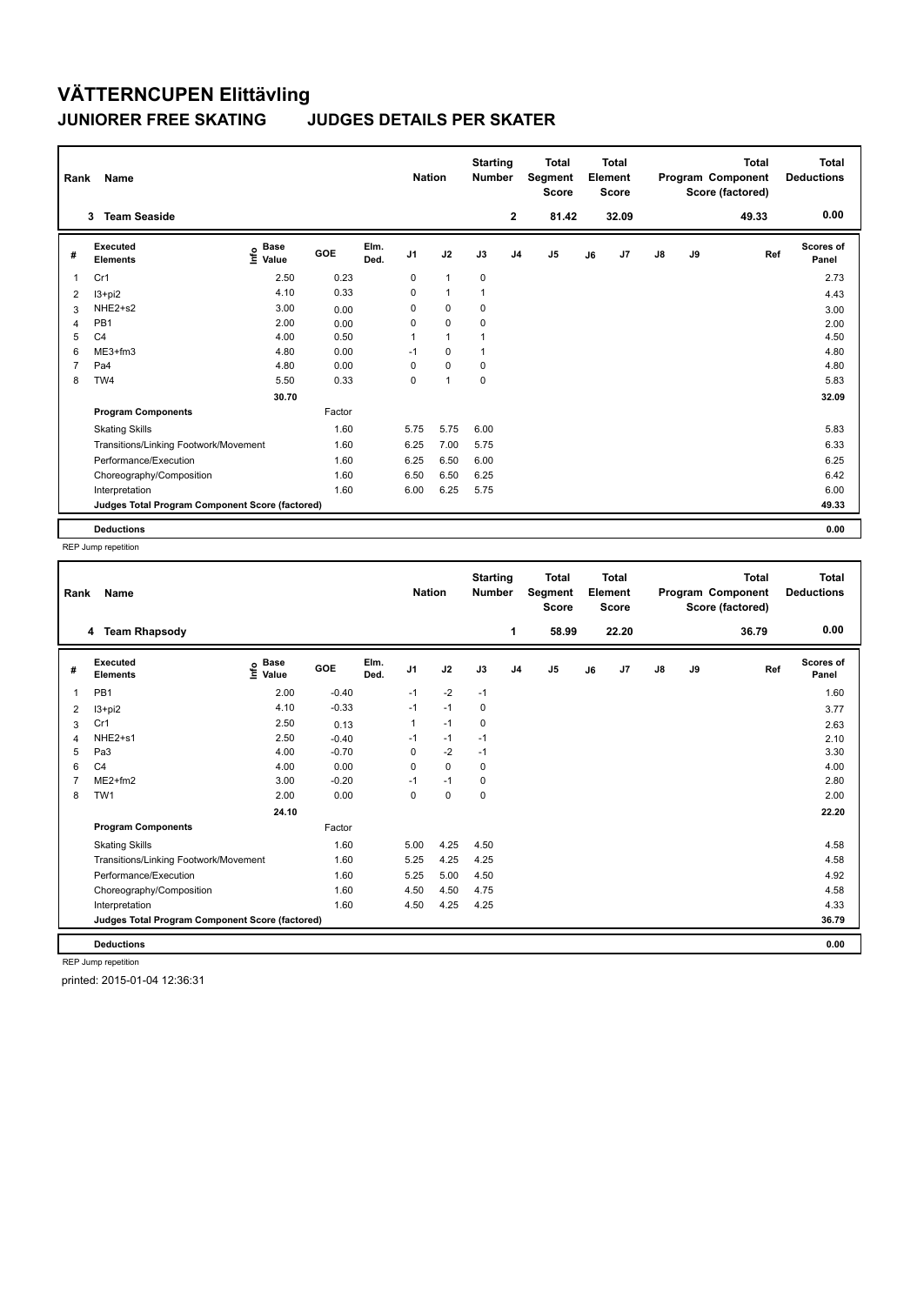# VÄTTERNCUPEN Elittävling

## JUNIORER FREE SKATING JUDGES DETAILS PER SKATER

| Rank | Name | Nation | Starting Number | Total Segment Score | Total Element Score | Total Program Component Score (factored) | Total Deductions |
|---|---|---|---|---|---|---|---|
| 3 | Team Seaside | | 2 | 81.42 | 32.09 | 49.33 | 0.00 |

| # | Executed Elements | Info | Base Value | GOE | Elm. Ded. | J1 | J2 | J3 | J4 | J5 | J6 | J7 | J8 | J9 | Ref | Scores of Panel |
|---|---|---|---|---|---|---|---|---|---|---|---|---|---|---|---|---|
| 1 | Cr1 | | 2.50 | 0.23 | | 0 | 1 | 0 | | | | | | | | 2.73 |
| 2 | I3+pi2 | | 4.10 | 0.33 | | 0 | 1 | 1 | | | | | | | | 4.43 |
| 3 | NHE2+s2 | | 3.00 | 0.00 | | 0 | 0 | 0 | | | | | | | | 3.00 |
| 4 | PB1 | | 2.00 | 0.00 | | 0 | 0 | 0 | | | | | | | | 2.00 |
| 5 | C4 | | 4.00 | 0.50 | | 1 | 1 | 1 | | | | | | | | 4.50 |
| 6 | ME3+fm3 | | 4.80 | 0.00 | | -1 | 0 | 1 | | | | | | | | 4.80 |
| 7 | Pa4 | | 4.80 | 0.00 | | 0 | 0 | 0 | | | | | | | | 4.80 |
| 8 | TW4 | | 5.50 | 0.33 | | 0 | 1 | 0 | | | | | | | | 5.83 |
| | | | 30.70 | | | | | | | | | | | | | 32.09 |
| | **Program Components** | | | Factor | | | | | | | | | | | | |
| | Skating Skills | | | 1.60 | | 5.75 | 5.75 | 6.00 | | | | | | | | 5.83 |
| | Transitions/Linking Footwork/Movement | | | 1.60 | | 6.25 | 7.00 | 5.75 | | | | | | | | 6.33 |
| | Performance/Execution | | | 1.60 | | 6.25 | 6.50 | 6.00 | | | | | | | | 6.25 |
| | Choreography/Composition | | | 1.60 | | 6.50 | 6.50 | 6.25 | | | | | | | | 6.42 |
| | Interpretation | | | 1.60 | | 6.00 | 6.25 | 5.75 | | | | | | | | 6.00 |
| | **Judges Total Program Component Score (factored)** | | | | | | | | | | | | | | | 49.33 |
| | **Deductions** | | | | | | | | | | | | | | | 0.00 |

REP Jump repetition

| Rank | Name | Nation | Starting Number | Total Segment Score | Total Element Score | Total Program Component Score (factored) | Total Deductions |
|---|---|---|---|---|---|---|---|
| 4 | Team Rhapsody | | 1 | 58.99 | 22.20 | 36.79 | 0.00 |

| # | Executed Elements | Info | Base Value | GOE | Elm. Ded. | J1 | J2 | J3 | J4 | J5 | J6 | J7 | J8 | J9 | Ref | Scores of Panel |
|---|---|---|---|---|---|---|---|---|---|---|---|---|---|---|---|---|
| 1 | PB1 | | 2.00 | -0.40 | | -1 | -2 | -1 | | | | | | | | 1.60 |
| 2 | I3+pi2 | | 4.10 | -0.33 | | -1 | -1 | 0 | | | | | | | | 3.77 |
| 3 | Cr1 | | 2.50 | 0.13 | | 1 | -1 | 0 | | | | | | | | 2.63 |
| 4 | NHE2+s1 | | 2.50 | -0.40 | | -1 | -1 | -1 | | | | | | | | 2.10 |
| 5 | Pa3 | | 4.00 | -0.70 | | 0 | -2 | -1 | | | | | | | | 3.30 |
| 6 | C4 | | 4.00 | 0.00 | | 0 | 0 | 0 | | | | | | | | 4.00 |
| 7 | ME2+fm2 | | 3.00 | -0.20 | | -1 | -1 | 0 | | | | | | | | 2.80 |
| 8 | TW1 | | 2.00 | 0.00 | | 0 | 0 | 0 | | | | | | | | 2.00 |
| | | | 24.10 | | | | | | | | | | | | | 22.20 |
| | **Program Components** | | | Factor | | | | | | | | | | | | |
| | Skating Skills | | | 1.60 | | 5.00 | 4.25 | 4.50 | | | | | | | | 4.58 |
| | Transitions/Linking Footwork/Movement | | | 1.60 | | 5.25 | 4.25 | 4.25 | | | | | | | | 4.58 |
| | Performance/Execution | | | 1.60 | | 5.25 | 5.00 | 4.50 | | | | | | | | 4.92 |
| | Choreography/Composition | | | 1.60 | | 4.50 | 4.50 | 4.75 | | | | | | | | 4.58 |
| | Interpretation | | | 1.60 | | 4.50 | 4.25 | 4.25 | | | | | | | | 4.33 |
| | **Judges Total Program Component Score (factored)** | | | | | | | | | | | | | | | 36.79 |
| | **Deductions** | | | | | | | | | | | | | | | 0.00 |

REP Jump repetition

printed: 2015-01-04 12:36:31